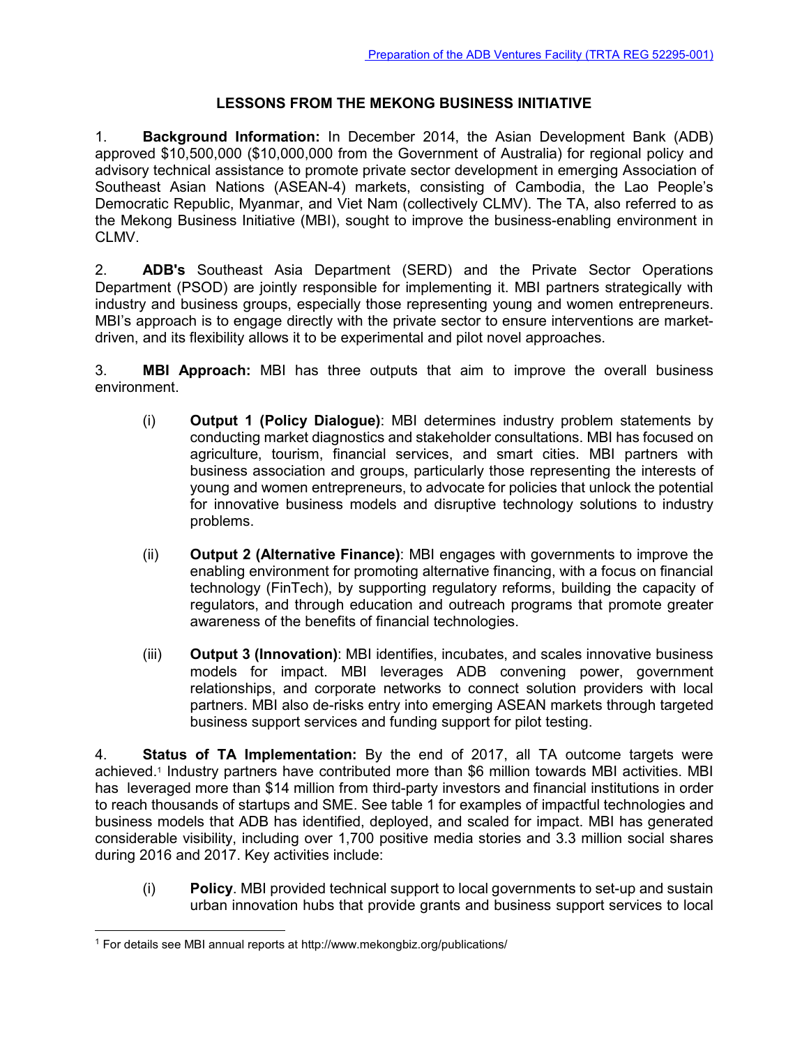[Preparation of the ADB Ventures Facility (TRTA REG 52295-001)](#)

## LESSONS FROM THE MEKONG BUSINESS INITIATIVE

1. **Background Information:** In December 2014, the Asian Development Bank (ADB) approved $10,500,000 ($10,000,000 from the Government of Australia) for regional policy and advisory technical assistance to promote private sector development in emerging Association of Southeast Asian Nations (ASEAN-4) markets, consisting of Cambodia, the Lao People's Democratic Republic, Myanmar, and Viet Nam (collectively CLMV). The TA, also referred to as the Mekong Business Initiative (MBI), sought to improve the business-enabling environment in CLMV.

2. **ADB's** Southeast Asia Department (SERD) and the Private Sector Operations Department (PSOD) are jointly responsible for implementing it. MBI partners strategically with industry and business groups, especially those representing young and women entrepreneurs. MBI's approach is to engage directly with the private sector to ensure interventions are market-driven, and its flexibility allows it to be experimental and pilot novel approaches.

3. **MBI Approach:** MBI has three outputs that aim to improve the overall business environment.

   (i) **Output 1 (Policy Dialogue)**: MBI determines industry problem statements by conducting market diagnostics and stakeholder consultations. MBI has focused on agriculture, tourism, financial services, and smart cities. MBI partners with business association and groups, particularly those representing the interests of young and women entrepreneurs, to advocate for policies that unlock the potential for innovative business models and disruptive technology solutions to industry problems.

   (ii) **Output 2 (Alternative Finance)**: MBI engages with governments to improve the enabling environment for promoting alternative financing, with a focus on financial technology (FinTech), by supporting regulatory reforms, building the capacity of regulators, and through education and outreach programs that promote greater awareness of the benefits of financial technologies.

   (iii) **Output 3 (Innovation)**: MBI identifies, incubates, and scales innovative business models for impact. MBI leverages ADB convening power, government relationships, and corporate networks to connect solution providers with local partners. MBI also de-risks entry into emerging ASEAN markets through targeted business support services and funding support for pilot testing.

4. **Status of TA Implementation:** By the end of 2017, all TA outcome targets were achieved.[1] Industry partners have contributed more than $6 million towards MBI activities. MBI has leveraged more than $14 million from third-party investors and financial institutions in order to reach thousands of startups and SME. See table 1 for examples of impactful technologies and business models that ADB has identified, deployed, and scaled for impact. MBI has generated considerable visibility, including over 1,700 positive media stories and 3.3 million social shares during 2016 and 2017. Key activities include:

   (i) **Policy**. MBI provided technical support to local governments to set-up and sustain urban innovation hubs that provide grants and business support services to local

[1] For details see MBI annual reports at http://www.mekongbiz.org/publications/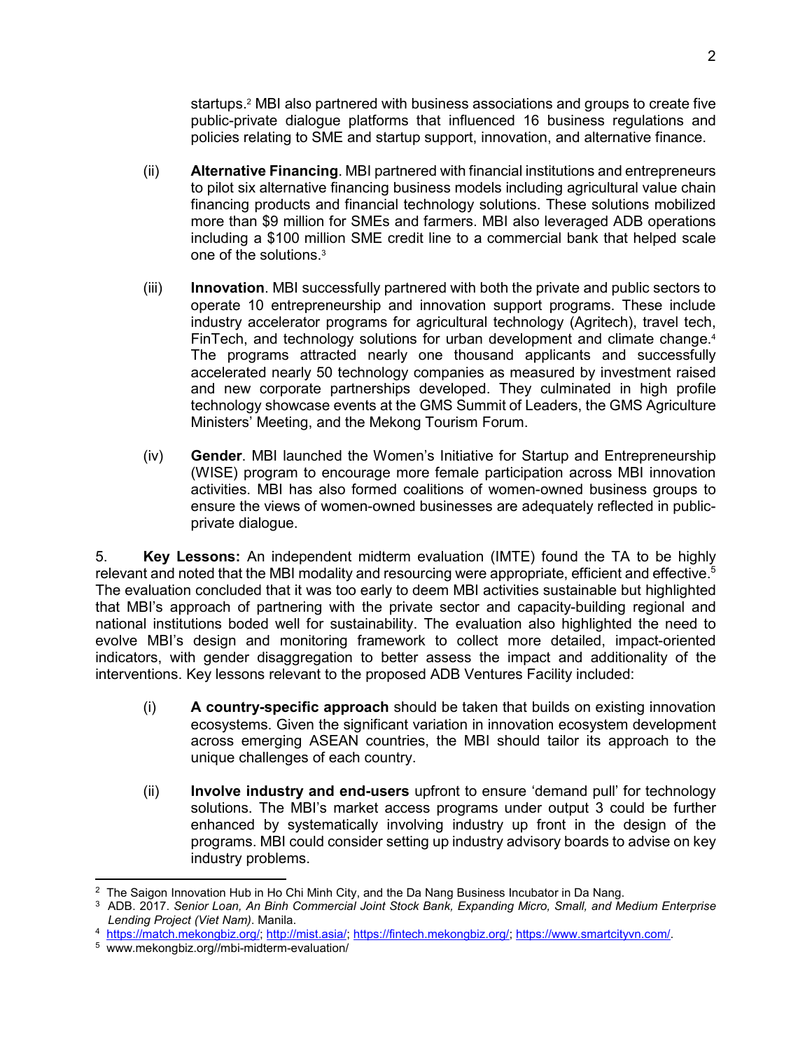startups.[2] MBI also partnered with business associations and groups to create five public-private dialogue platforms that influenced 16 business regulations and policies relating to SME and startup support, innovation, and alternative finance.

(ii) **Alternative Financing**. MBI partnered with financial institutions and entrepreneurs to pilot six alternative financing business models including agricultural value chain financing products and financial technology solutions. These solutions mobilized more than $9 million for SMEs and farmers. MBI also leveraged ADB operations including a $100 million SME credit line to a commercial bank that helped scale one of the solutions.[3]

(iii) **Innovation**. MBI successfully partnered with both the private and public sectors to operate 10 entrepreneurship and innovation support programs. These include industry accelerator programs for agricultural technology (Agritech), travel tech, FinTech, and technology solutions for urban development and climate change.[4] The programs attracted nearly one thousand applicants and successfully accelerated nearly 50 technology companies as measured by investment raised and new corporate partnerships developed. They culminated in high profile technology showcase events at the GMS Summit of Leaders, the GMS Agriculture Ministers' Meeting, and the Mekong Tourism Forum.

(iv) **Gender**. MBI launched the Women's Initiative for Startup and Entrepreneurship (WISE) program to encourage more female participation across MBI innovation activities. MBI has also formed coalitions of women-owned business groups to ensure the views of women-owned businesses are adequately reflected in public-private dialogue.

5. **Key Lessons:** An independent midterm evaluation (IMTE) found the TA to be highly relevant and noted that the MBI modality and resourcing were appropriate, efficient and effective.[5] The evaluation concluded that it was too early to deem MBI activities sustainable but highlighted that MBI's approach of partnering with the private sector and capacity-building regional and national institutions boded well for sustainability. The evaluation also highlighted the need to evolve MBI's design and monitoring framework to collect more detailed, impact-oriented indicators, with gender disaggregation to better assess the impact and additionality of the interventions. Key lessons relevant to the proposed ADB Ventures Facility included:

(i) **A country-specific approach** should be taken that builds on existing innovation ecosystems. Given the significant variation in innovation ecosystem development across emerging ASEAN countries, the MBI should tailor its approach to the unique challenges of each country.

(ii) **Involve industry and end-users** upfront to ensure 'demand pull' for technology solutions. The MBI's market access programs under output 3 could be further enhanced by systematically involving industry up front in the design of the programs. MBI could consider setting up industry advisory boards to advise on key industry problems.

---

[2] The Saigon Innovation Hub in Ho Chi Minh City, and the Da Nang Business Incubator in Da Nang.

[3] ADB. 2017. *Senior Loan, An Binh Commercial Joint Stock Bank, Expanding Micro, Small, and Medium Enterprise Lending Project (Viet Nam)*. Manila.

[4] https://match.mekongbiz.org/; http://mist.asia/; https://fintech.mekongbiz.org/; https://www.smartcityvn.com/.

[5] www.mekongbiz.org//mbi-midterm-evaluation/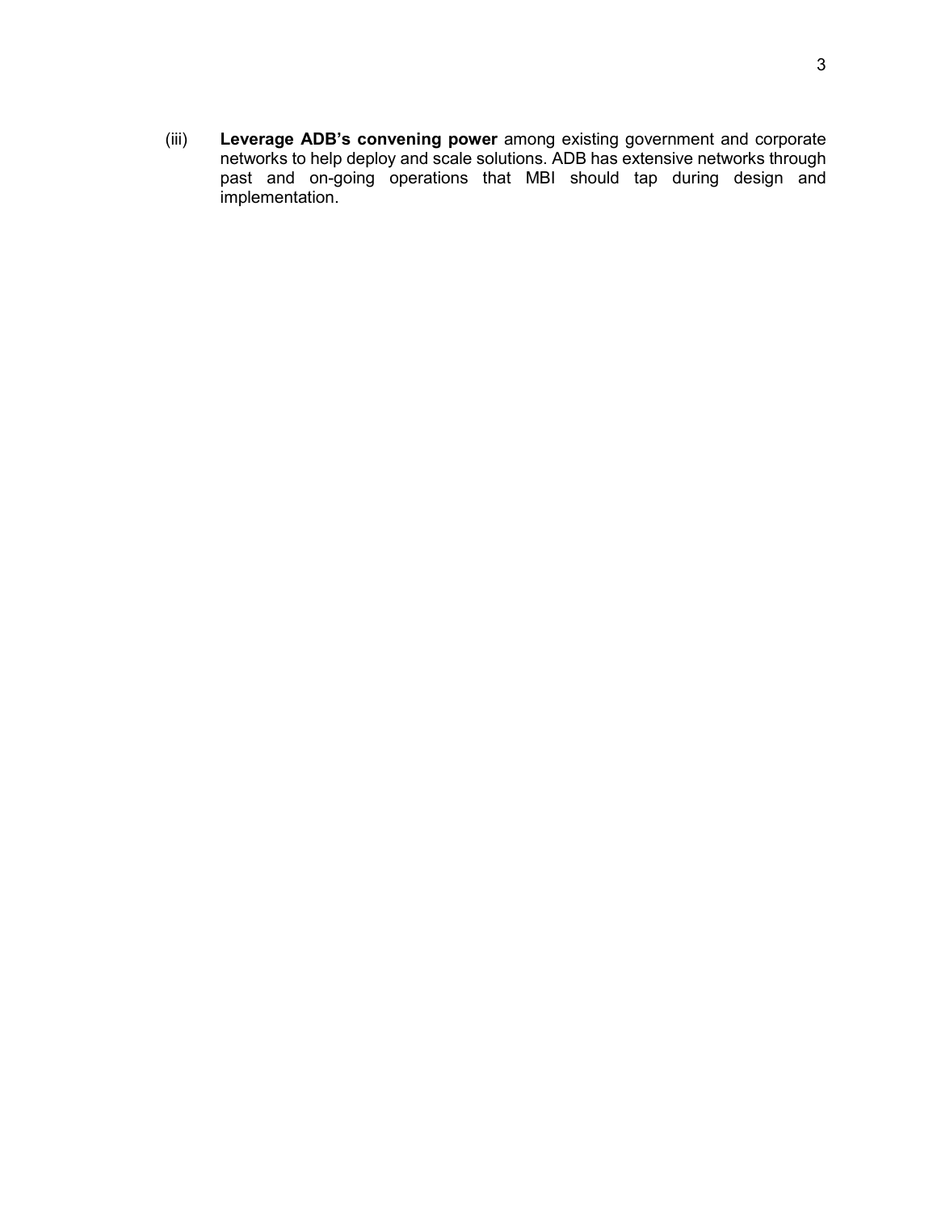(iii) **Leverage ADB's convening power** among existing government and corporate networks to help deploy and scale solutions. ADB has extensive networks through past and on-going operations that MBI should tap during design and implementation.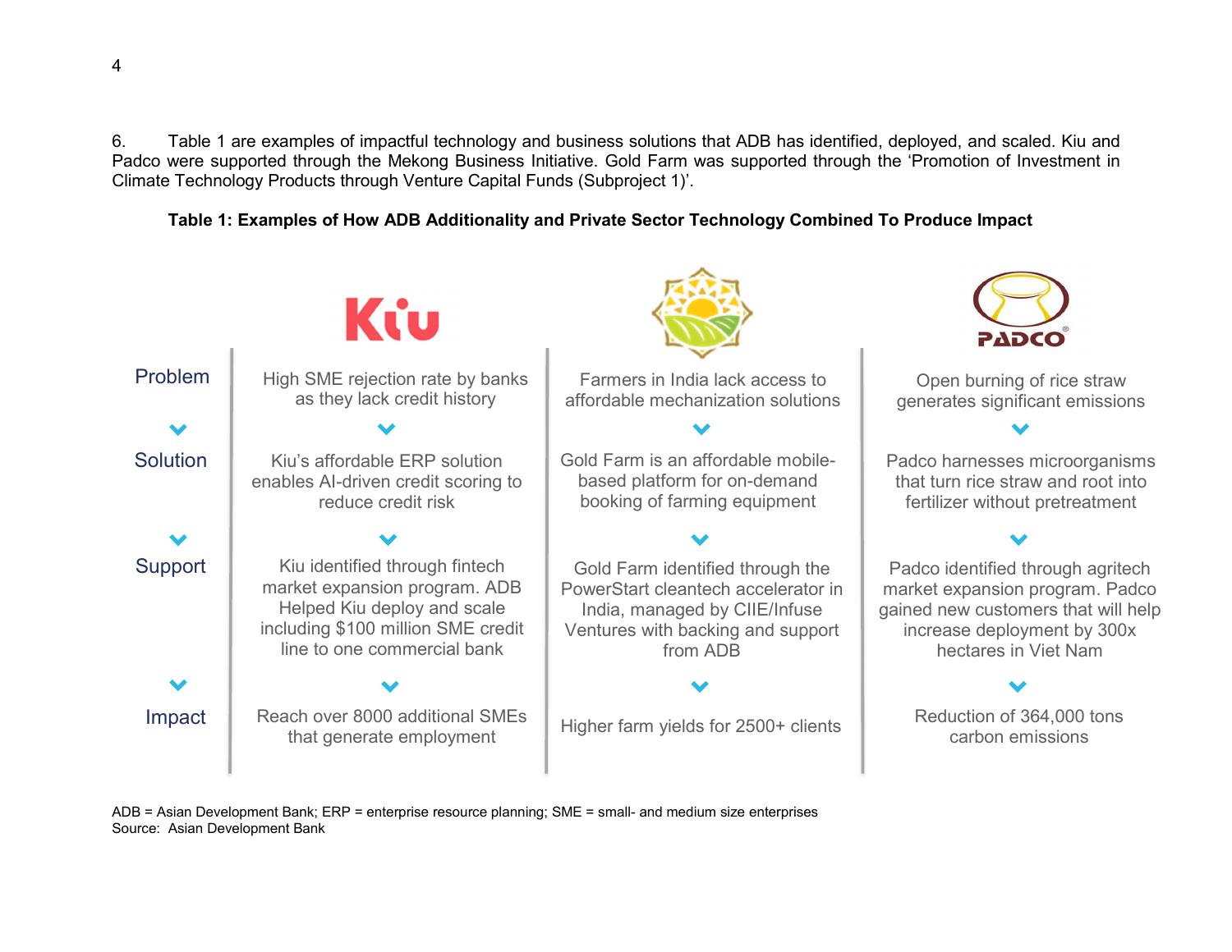6. Table 1 are examples of impactful technology and business solutions that ADB has identified, deployed, and scaled. Kiu and Padco were supported through the Mekong Business Initiative. Gold Farm was supported through the 'Promotion of Investment in Climate Technology Products through Venture Capital Funds (Subproject 1)'.

**Table 1: Examples of How ADB Additionality and Private Sector Technology Combined To Produce Impact**

| | Kiu | Gold Farm | PADCO |
|---|---|---|---|
| Problem | High SME rejection rate by banks as they lack credit history | Farmers in India lack access to affordable mechanization solutions | Open burning of rice straw generates significant emissions |
| Solution | Kiu's affordable ERP solution enables AI-driven credit scoring to reduce credit risk | Gold Farm is an affordable mobile-based platform for on-demand booking of farming equipment | Padco harnesses microorganisms that turn rice straw and root into fertilizer without pretreatment |
| Support | Kiu identified through fintech market expansion program. ADB Helped Kiu deploy and scale including $100 million SME credit line to one commercial bank | Gold Farm identified through the PowerStart cleantech accelerator in India, managed by CIIE/Infuse Ventures with backing and support from ADB | Padco identified through agritech market expansion program. Padco gained new customers that will help increase deployment by 300x hectares in Viet Nam |
| Impact | Reach over 8000 additional SMEs that generate employment | Higher farm yields for 2500+ clients | Reduction of 364,000 tons carbon emissions |

ADB = Asian Development Bank; ERP = enterprise resource planning; SME = small- and medium size enterprises
Source: Asian Development Bank